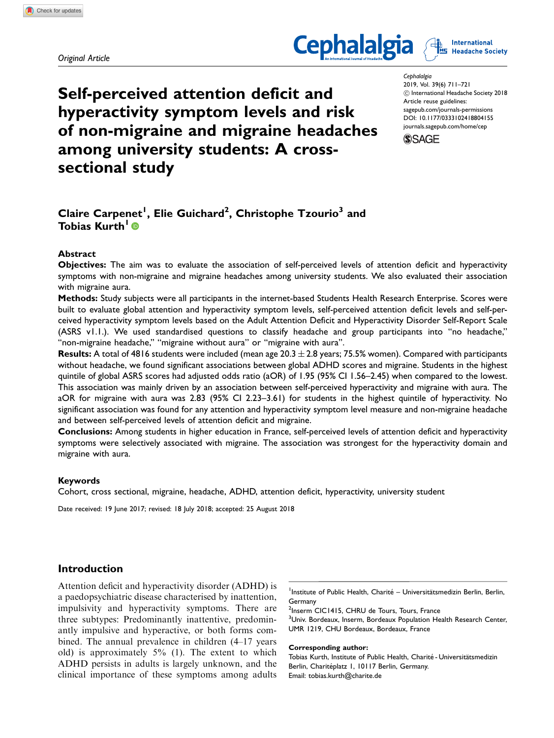Original Article

# Self-perceived attention deficit and hyperactivity symptom levels and risk of non-migraine and migraine headaches among university students: A cross-sectional study

Claire Carpenet[1], Elie Guichard[2], Christophe Tzourio[3] and Tobias Kurth[1]

## Abstract

**Objectives:** The aim was to evaluate the association of self-perceived levels of attention deficit and hyperactivity symptoms with non-migraine and migraine headaches among university students. We also evaluated their association with migraine aura.

**Methods:** Study subjects were all participants in the internet-based Students Health Research Enterprise. Scores were built to evaluate global attention and hyperactivity symptom levels, self-perceived attention deficit levels and self-perceived hyperactivity symptom levels based on the Adult Attention Deficit and Hyperactivity Disorder Self-Report Scale (ASRS v1.1.). We used standardised questions to classify headache and group participants into "no headache," "non-migraine headache," "migraine without aura" or "migraine with aura".

**Results:** A total of 4816 students were included (mean age 20.3 ± 2.8 years; 75.5% women). Compared with participants without headache, we found significant associations between global ADHD scores and migraine. Students in the highest quintile of global ASRS scores had adjusted odds ratio (aOR) of 1.95 (95% CI 1.56–2.45) when compared to the lowest. This association was mainly driven by an association between self-perceived hyperactivity and migraine with aura. The aOR for migraine with aura was 2.83 (95% CI 2.23–3.61) for students in the highest quintile of hyperactivity. No significant association was found for any attention and hyperactivity symptom level measure and non-migraine headache and between self-perceived levels of attention deficit and migraine.

**Conclusions:** Among students in higher education in France, self-perceived levels of attention deficit and hyperactivity symptoms were selectively associated with migraine. The association was strongest for the hyperactivity domain and migraine with aura.

### Keywords

Cohort, cross sectional, migraine, headache, ADHD, attention deficit, hyperactivity, university student

Date received: 19 June 2017; revised: 18 July 2018; accepted: 25 August 2018

## Introduction

Attention deficit and hyperactivity disorder (ADHD) is a paedopsychiatric disease characterised by inattention, impulsivity and hyperactivity symptoms. There are three subtypes: Predominantly inattentive, predominantly impulsive and hyperactive, or both forms combined. The annual prevalence in children (4–17 years old) is approximately 5% (1). The extent to which ADHD persists in adults is largely unknown, and the clinical importance of these symptoms among adults

[1]Institute of Public Health, Charité – Universitätsmedizin Berlin, Berlin, Germany
[2]Inserm CIC1415, CHRU de Tours, Tours, France
[3]Univ. Bordeaux, Inserm, Bordeaux Population Health Research Center, UMR 1219, CHU Bordeaux, Bordeaux, France

**Corresponding author:**
Tobias Kurth, Institute of Public Health, Charité - Universitätsmedizin Berlin, Charitéplatz 1, 10117 Berlin, Germany.
Email: tobias.kurth@charite.de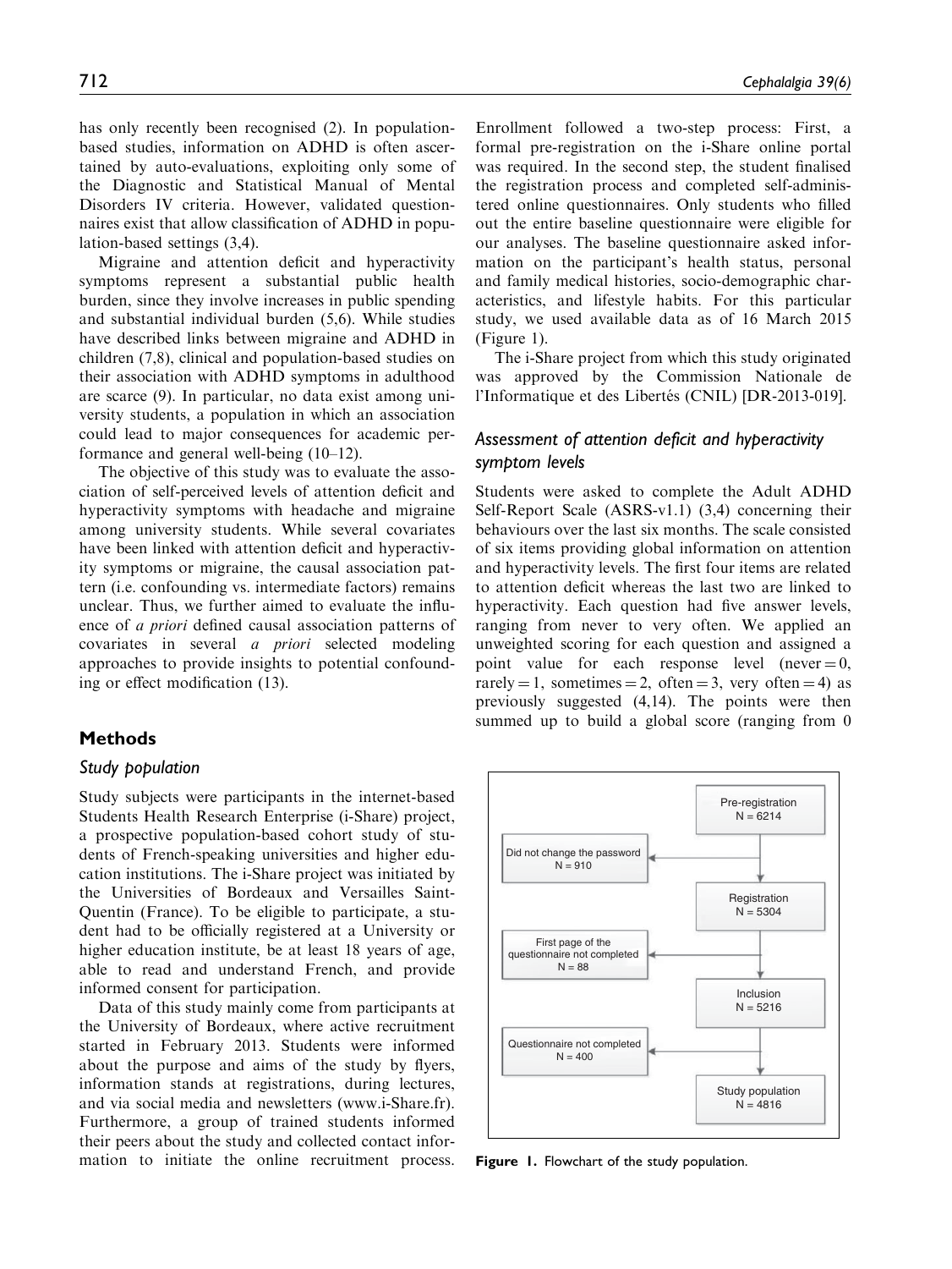has only recently been recognised (2). In population-based studies, information on ADHD is often ascertained by auto-evaluations, exploiting only some of the Diagnostic and Statistical Manual of Mental Disorders IV criteria. However, validated questionnaires exist that allow classification of ADHD in population-based settings (3,4).

Migraine and attention deficit and hyperactivity symptoms represent a substantial public health burden, since they involve increases in public spending and substantial individual burden (5,6). While studies have described links between migraine and ADHD in children (7,8), clinical and population-based studies on their association with ADHD symptoms in adulthood are scarce (9). In particular, no data exist among university students, a population in which an association could lead to major consequences for academic performance and general well-being (10–12).

The objective of this study was to evaluate the association of self-perceived levels of attention deficit and hyperactivity symptoms with headache and migraine among university students. While several covariates have been linked with attention deficit and hyperactivity symptoms or migraine, the causal association pattern (i.e. confounding vs. intermediate factors) remains unclear. Thus, we further aimed to evaluate the influence of *a priori* defined causal association patterns of covariates in several *a priori* selected modeling approaches to provide insights to potential confounding or effect modification (13).

## Methods

### Study population

Study subjects were participants in the internet-based Students Health Research Enterprise (i-Share) project, a prospective population-based cohort study of students of French-speaking universities and higher education institutions. The i-Share project was initiated by the Universities of Bordeaux and Versailles Saint-Quentin (France). To be eligible to participate, a student had to be officially registered at a University or higher education institute, be at least 18 years of age, able to read and understand French, and provide informed consent for participation.

Data of this study mainly come from participants at the University of Bordeaux, where active recruitment started in February 2013. Students were informed about the purpose and aims of the study by flyers, information stands at registrations, during lectures, and via social media and newsletters (www.i-Share.fr). Furthermore, a group of trained students informed their peers about the study and collected contact information to initiate the online recruitment process. Enrollment followed a two-step process: First, a formal pre-registration on the i-Share online portal was required. In the second step, the student finalised the registration process and completed self-administered online questionnaires. Only students who filled out the entire baseline questionnaire were eligible for our analyses. The baseline questionnaire asked information on the participant's health status, personal and family medical histories, socio-demographic characteristics, and lifestyle habits. For this particular study, we used available data as of 16 March 2015 (Figure 1).

The i-Share project from which this study originated was approved by the Commission Nationale de l'Informatique et des Libertés (CNIL) [DR-2013-019].

### Assessment of attention deficit and hyperactivity symptom levels

Students were asked to complete the Adult ADHD Self-Report Scale (ASRS-v1.1) (3,4) concerning their behaviours over the last six months. The scale consisted of six items providing global information on attention and hyperactivity levels. The first four items are related to attention deficit whereas the last two are linked to hyperactivity. Each question had five answer levels, ranging from never to very often. We applied an unweighted scoring for each question and assigned a point value for each response level (never = 0, rarely = 1, sometimes = 2, often = 3, very often = 4) as previously suggested (4,14). The points were then summed up to build a global score (ranging from 0

Pre-registration N = 6214 → Did not change the password N = 910 → Registration N = 5304 → First page of the questionnaire not completed N = 88 → Inclusion N = 5216 → Questionnaire not completed N = 400 → Study population N = 4816

**Figure 1.** Flowchart of the study population.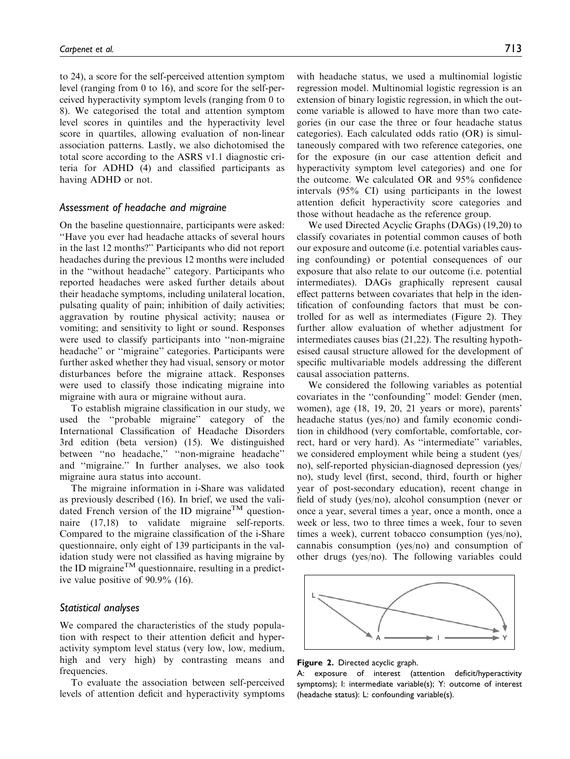to 24), a score for the self-perceived attention symptom level (ranging from 0 to 16), and score for the self-perceived hyperactivity symptom levels (ranging from 0 to 8). We categorised the total and attention symptom level scores in quintiles and the hyperactivity level score in quartiles, allowing evaluation of non-linear association patterns. Lastly, we also dichotomised the total score according to the ASRS v1.1 diagnostic criteria for ADHD (4) and classified participants as having ADHD or not.

### Assessment of headache and migraine

On the baseline questionnaire, participants were asked: "Have you ever had headache attacks of several hours in the last 12 months?" Participants who did not report headaches during the previous 12 months were included in the "without headache" category. Participants who reported headaches were asked further details about their headache symptoms, including unilateral location, pulsating quality of pain; inhibition of daily activities; aggravation by routine physical activity; nausea or vomiting; and sensitivity to light or sound. Responses were used to classify participants into "non-migraine headache" or "migraine" categories. Participants were further asked whether they had visual, sensory or motor disturbances before the migraine attack. Responses were used to classify those indicating migraine into migraine with aura or migraine without aura.

To establish migraine classification in our study, we used the "probable migraine" category of the International Classification of Headache Disorders 3rd edition (beta version) (15). We distinguished between "no headache," "non-migraine headache" and "migraine." In further analyses, we also took migraine aura status into account.

The migraine information in i-Share was validated as previously described (16). In brief, we used the validated French version of the ID migraine™ questionnaire (17,18) to validate migraine self-reports. Compared to the migraine classification of the i-Share questionnaire, only eight of 139 participants in the validation study were not classified as having migraine by the ID migraine™ questionnaire, resulting in a predictive value positive of 90.9% (16).

### Statistical analyses

We compared the characteristics of the study population with respect to their attention deficit and hyperactivity symptom level status (very low, low, medium, high and very high) by contrasting means and frequencies.

To evaluate the association between self-perceived levels of attention deficit and hyperactivity symptoms with headache status, we used a multinomial logistic regression model. Multinomial logistic regression is an extension of binary logistic regression, in which the outcome variable is allowed to have more than two categories (in our case the three or four headache status categories). Each calculated odds ratio (OR) is simultaneously compared with two reference categories, one for the exposure (in our case attention deficit and hyperactivity symptom level categories) and one for the outcome. We calculated OR and 95% confidence intervals (95% CI) using participants in the lowest attention deficit hyperactivity score categories and those without headache as the reference group.

We used Directed Acyclic Graphs (DAGs) (19,20) to classify covariates in potential common causes of both our exposure and outcome (i.e. potential variables causing confounding) or potential consequences of our exposure that also relate to our outcome (i.e. potential intermediates). DAGs graphically represent causal effect patterns between covariates that help in the identification of confounding factors that must be controlled for as well as intermediates (Figure 2). They further allow evaluation of whether adjustment for intermediates causes bias (21,22). The resulting hypothesised causal structure allowed for the development of specific multivariable models addressing the different causal association patterns.

We considered the following variables as potential covariates in the "confounding" model: Gender (men, women), age (18, 19, 20, 21 years or more), parents' headache status (yes/no) and family economic condition in childhood (very comfortable, comfortable, correct, hard or very hard). As "intermediate" variables, we considered employment while being a student (yes/no), self-reported physician-diagnosed depression (yes/no), study level (first, second, third, fourth or higher year of post-secondary education), recent change in field of study (yes/no), alcohol consumption (never or once a year, several times a year, once a month, once a week or less, two to three times a week, four to seven times a week), current tobacco consumption (yes/no), cannabis consumption (yes/no) and consumption of other drugs (yes/no). The following variables could

**Figure 2.** Directed acyclic graph.

A: exposure of interest (attention deficit/hyperactivity symptoms); I: intermediate variable(s); Y: outcome of interest (headache status): L: confounding variable(s).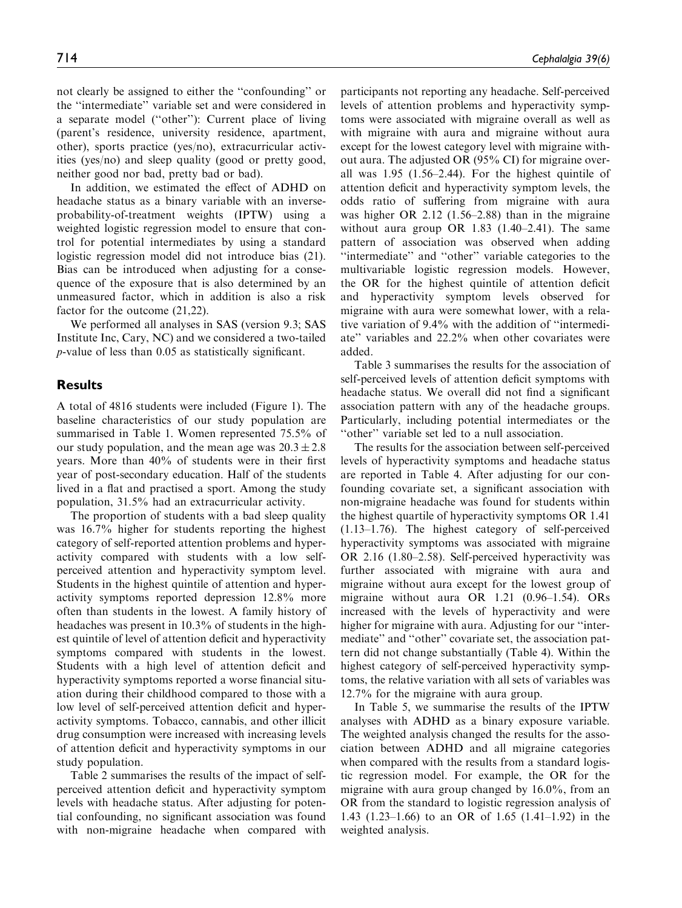not clearly be assigned to either the "confounding" or the "intermediate" variable set and were considered in a separate model ("other"): Current place of living (parent's residence, university residence, apartment, other), sports practice (yes/no), extracurricular activities (yes/no) and sleep quality (good or pretty good, neither good nor bad, pretty bad or bad).

In addition, we estimated the effect of ADHD on headache status as a binary variable with an inverse-probability-of-treatment weights (IPTW) using a weighted logistic regression model to ensure that control for potential intermediates by using a standard logistic regression model did not introduce bias (21). Bias can be introduced when adjusting for a consequence of the exposure that is also determined by an unmeasured factor, which in addition is also a risk factor for the outcome (21,22).

We performed all analyses in SAS (version 9.3; SAS Institute Inc, Cary, NC) and we considered a two-tailed $p$-value of less than 0.05 as statistically significant.

## Results

A total of 4816 students were included (Figure 1). The baseline characteristics of our study population are summarised in Table 1. Women represented 75.5% of our study population, and the mean age was $20.3 \pm 2.8$ years. More than 40% of students were in their first year of post-secondary education. Half of the students lived in a flat and practised a sport. Among the study population, 31.5% had an extracurricular activity.

The proportion of students with a bad sleep quality was 16.7% higher for students reporting the highest category of self-reported attention problems and hyperactivity compared with students with a low self-perceived attention and hyperactivity symptom level. Students in the highest quintile of attention and hyperactivity symptoms reported depression 12.8% more often than students in the lowest. A family history of headaches was present in 10.3% of students in the highest quintile of level of attention deficit and hyperactivity symptoms compared with students in the lowest. Students with a high level of attention deficit and hyperactivity symptoms reported a worse financial situation during their childhood compared to those with a low level of self-perceived attention deficit and hyperactivity symptoms. Tobacco, cannabis, and other illicit drug consumption were increased with increasing levels of attention deficit and hyperactivity symptoms in our study population.

Table 2 summarises the results of the impact of self-perceived attention deficit and hyperactivity symptom levels with headache status. After adjusting for potential confounding, no significant association was found with non-migraine headache when compared with participants not reporting any headache. Self-perceived levels of attention problems and hyperactivity symptoms were associated with migraine overall as well as with migraine with aura and migraine without aura except for the lowest category level with migraine without aura. The adjusted OR (95% CI) for migraine overall was 1.95 (1.56–2.44). For the highest quintile of attention deficit and hyperactivity symptom levels, the odds ratio of suffering from migraine with aura was higher OR 2.12 (1.56–2.88) than in the migraine without aura group OR 1.83 (1.40–2.41). The same pattern of association was observed when adding "intermediate" and "other" variable categories to the multivariable logistic regression models. However, the OR for the highest quintile of attention deficit and hyperactivity symptom levels observed for migraine with aura were somewhat lower, with a relative variation of 9.4% with the addition of "intermediate" variables and 22.2% when other covariates were added.

Table 3 summarises the results for the association of self-perceived levels of attention deficit symptoms with headache status. We overall did not find a significant association pattern with any of the headache groups. Particularly, including potential intermediates or the "other" variable set led to a null association.

The results for the association between self-perceived levels of hyperactivity symptoms and headache status are reported in Table 4. After adjusting for our confounding covariate set, a significant association with non-migraine headache was found for students within the highest quartile of hyperactivity symptoms OR 1.41 (1.13–1.76). The highest category of self-perceived hyperactivity symptoms was associated with migraine OR 2.16 (1.80–2.58). Self-perceived hyperactivity was further associated with migraine with aura and migraine without aura except for the lowest group of migraine without aura OR 1.21 (0.96–1.54). ORs increased with the levels of hyperactivity and were higher for migraine with aura. Adjusting for our "intermediate" and "other" covariate set, the association pattern did not change substantially (Table 4). Within the highest category of self-perceived hyperactivity symptoms, the relative variation with all sets of variables was 12.7% for the migraine with aura group.

In Table 5, we summarise the results of the IPTW analyses with ADHD as a binary exposure variable. The weighted analysis changed the results for the association between ADHD and all migraine categories when compared with the results from a standard logistic regression model. For example, the OR for the migraine with aura group changed by 16.0%, from an OR from the standard to logistic regression analysis of 1.43 (1.23–1.66) to an OR of 1.65 (1.41–1.92) in the weighted analysis.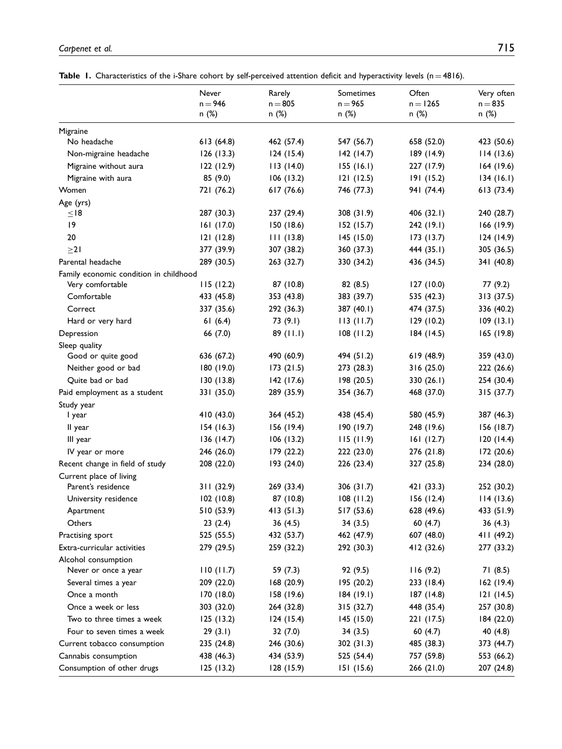**Table 1.** Characteristics of the i-Share cohort by self-perceived attention deficit and hyperactivity levels ($n = 4816$).

| | Never $n = 946$ n (%) | Rarely $n = 805$ n (%) | Sometimes $n = 965$ n (%) | Often $n = 1265$ n (%) | Very often $n = 835$ n (%) |
|---|---|---|---|---|---|
| Migraine | | | | | |
| No headache | 613 (64.8) | 462 (57.4) | 547 (56.7) | 658 (52.0) | 423 (50.6) |
| Non-migraine headache | 126 (13.3) | 124 (15.4) | 142 (14.7) | 189 (14.9) | 114 (13.6) |
| Migraine without aura | 122 (12.9) | 113 (14.0) | 155 (16.1) | 227 (17.9) | 164 (19.6) |
| Migraine with aura | 85 (9.0) | 106 (13.2) | 121 (12.5) | 191 (15.2) | 134 (16.1) |
| Women | 721 (76.2) | 617 (76.6) | 746 (77.3) | 941 (74.4) | 613 (73.4) |
| Age (yrs) | | | | | |
| ≤18 | 287 (30.3) | 237 (29.4) | 308 (31.9) | 406 (32.1) | 240 (28.7) |
| 19 | 161 (17.0) | 150 (18.6) | 152 (15.7) | 242 (19.1) | 166 (19.9) |
| 20 | 121 (12.8) | 111 (13.8) | 145 (15.0) | 173 (13.7) | 124 (14.9) |
| ≥21 | 377 (39.9) | 307 (38.2) | 360 (37.3) | 444 (35.1) | 305 (36.5) |
| Parental headache | 289 (30.5) | 263 (32.7) | 330 (34.2) | 436 (34.5) | 341 (40.8) |
| Family economic condition in childhood | | | | | |
| Very comfortable | 115 (12.2) | 87 (10.8) | 82 (8.5) | 127 (10.0) | 77 (9.2) |
| Comfortable | 433 (45.8) | 353 (43.8) | 383 (39.7) | 535 (42.3) | 313 (37.5) |
| Correct | 337 (35.6) | 292 (36.3) | 387 (40.1) | 474 (37.5) | 336 (40.2) |
| Hard or very hard | 61 (6.4) | 73 (9.1) | 113 (11.7) | 129 (10.2) | 109 (13.1) |
| Depression | 66 (7.0) | 89 (11.1) | 108 (11.2) | 184 (14.5) | 165 (19.8) |
| Sleep quality | | | | | |
| Good or quite good | 636 (67.2) | 490 (60.9) | 494 (51.2) | 619 (48.9) | 359 (43.0) |
| Neither good or bad | 180 (19.0) | 173 (21.5) | 273 (28.3) | 316 (25.0) | 222 (26.6) |
| Quite bad or bad | 130 (13.8) | 142 (17.6) | 198 (20.5) | 330 (26.1) | 254 (30.4) |
| Paid employment as a student | 331 (35.0) | 289 (35.9) | 354 (36.7) | 468 (37.0) | 315 (37.7) |
| Study year | | | | | |
| I year | 410 (43.0) | 364 (45.2) | 438 (45.4) | 580 (45.9) | 387 (46.3) |
| II year | 154 (16.3) | 156 (19.4) | 190 (19.7) | 248 (19.6) | 156 (18.7) |
| III year | 136 (14.7) | 106 (13.2) | 115 (11.9) | 161 (12.7) | 120 (14.4) |
| IV year or more | 246 (26.0) | 179 (22.2) | 222 (23.0) | 276 (21.8) | 172 (20.6) |
| Recent change in field of study | 208 (22.0) | 193 (24.0) | 226 (23.4) | 327 (25.8) | 234 (28.0) |
| Current place of living | | | | | |
| Parent's residence | 311 (32.9) | 269 (33.4) | 306 (31.7) | 421 (33.3) | 252 (30.2) |
| University residence | 102 (10.8) | 87 (10.8) | 108 (11.2) | 156 (12.4) | 114 (13.6) |
| Apartment | 510 (53.9) | 413 (51.3) | 517 (53.6) | 628 (49.6) | 433 (51.9) |
| Others | 23 (2.4) | 36 (4.5) | 34 (3.5) | 60 (4.7) | 36 (4.3) |
| Practising sport | 525 (55.5) | 432 (53.7) | 462 (47.9) | 607 (48.0) | 411 (49.2) |
| Extra-curricular activities | 279 (29.5) | 259 (32.2) | 292 (30.3) | 412 (32.6) | 277 (33.2) |
| Alcohol consumption | | | | | |
| Never or once a year | 110 (11.7) | 59 (7.3) | 92 (9.5) | 116 (9.2) | 71 (8.5) |
| Several times a year | 209 (22.0) | 168 (20.9) | 195 (20.2) | 233 (18.4) | 162 (19.4) |
| Once a month | 170 (18.0) | 158 (19.6) | 184 (19.1) | 187 (14.8) | 121 (14.5) |
| Once a week or less | 303 (32.0) | 264 (32.8) | 315 (32.7) | 448 (35.4) | 257 (30.8) |
| Two to three times a week | 125 (13.2) | 124 (15.4) | 145 (15.0) | 221 (17.5) | 184 (22.0) |
| Four to seven times a week | 29 (3.1) | 32 (7.0) | 34 (3.5) | 60 (4.7) | 40 (4.8) |
| Current tobacco consumption | 235 (24.8) | 246 (30.6) | 302 (31.3) | 485 (38.3) | 373 (44.7) |
| Cannabis consumption | 438 (46.3) | 434 (53.9) | 525 (54.4) | 757 (59.8) | 553 (66.2) |
| Consumption of other drugs | 125 (13.2) | 128 (15.9) | 151 (15.6) | 266 (21.0) | 207 (24.8) |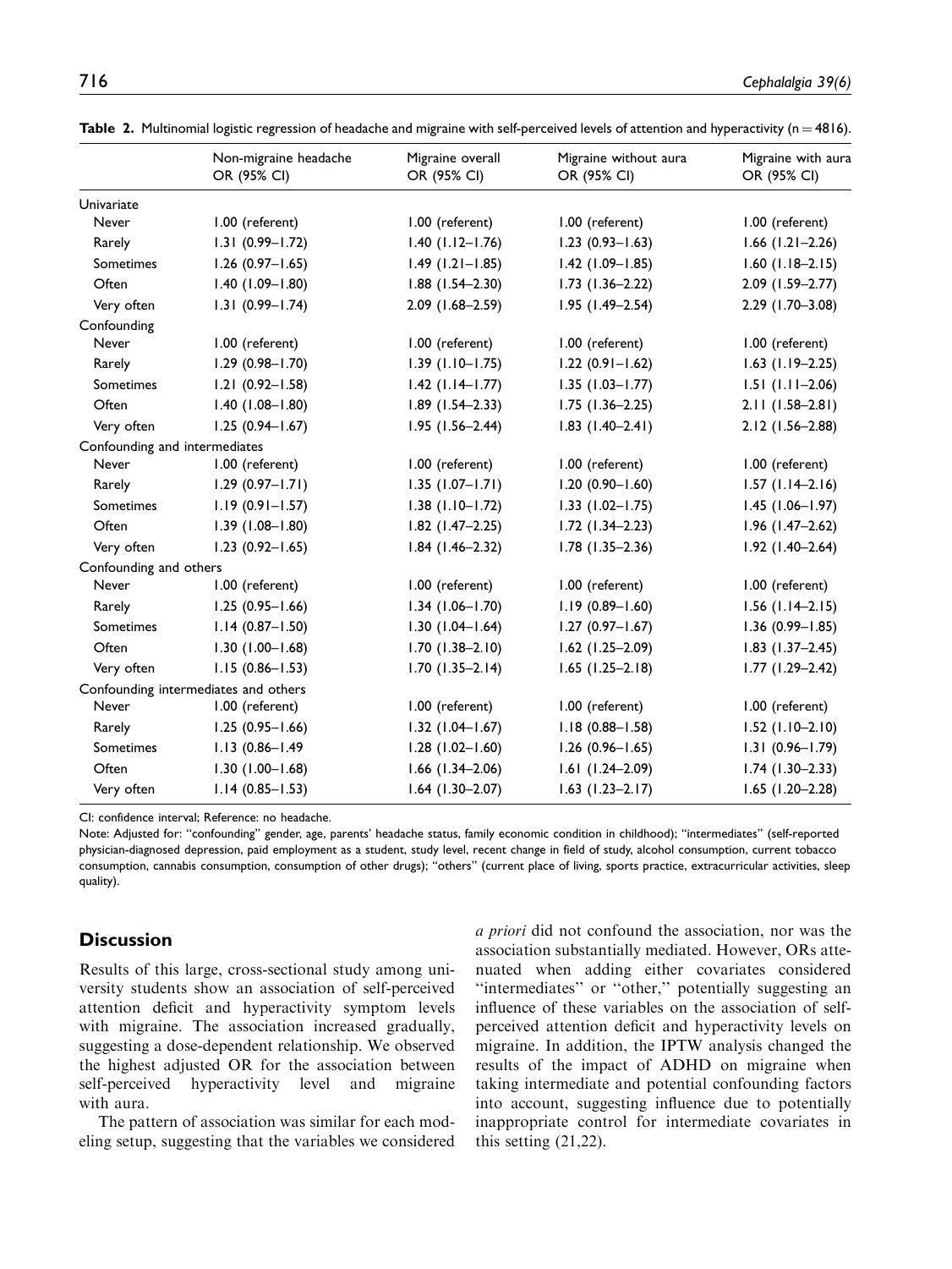**Table 2.** Multinomial logistic regression of headache and migraine with self-perceived levels of attention and hyperactivity (n = 4816).

| | Non-migraine headache OR (95% CI) | Migraine overall OR (95% CI) | Migraine without aura OR (95% CI) | Migraine with aura OR (95% CI) |
|---|---|---|---|---|
| Univariate | | | | |
| Never | 1.00 (referent) | 1.00 (referent) | 1.00 (referent) | 1.00 (referent) |
| Rarely | 1.31 (0.99–1.72) | 1.40 (1.12–1.76) | 1.23 (0.93–1.63) | 1.66 (1.21–2.26) |
| Sometimes | 1.26 (0.97–1.65) | 1.49 (1.21–1.85) | 1.42 (1.09–1.85) | 1.60 (1.18–2.15) |
| Often | 1.40 (1.09–1.80) | 1.88 (1.54–2.30) | 1.73 (1.36–2.22) | 2.09 (1.59–2.77) |
| Very often | 1.31 (0.99–1.74) | 2.09 (1.68–2.59) | 1.95 (1.49–2.54) | 2.29 (1.70–3.08) |
| Confounding | | | | |
| Never | 1.00 (referent) | 1.00 (referent) | 1.00 (referent) | 1.00 (referent) |
| Rarely | 1.29 (0.98–1.70) | 1.39 (1.10–1.75) | 1.22 (0.91–1.62) | 1.63 (1.19–2.25) |
| Sometimes | 1.21 (0.92–1.58) | 1.42 (1.14–1.77) | 1.35 (1.03–1.77) | 1.51 (1.11–2.06) |
| Often | 1.40 (1.08–1.80) | 1.89 (1.54–2.33) | 1.75 (1.36–2.25) | 2.11 (1.58–2.81) |
| Very often | 1.25 (0.94–1.67) | 1.95 (1.56–2.44) | 1.83 (1.40–2.41) | 2.12 (1.56–2.88) |
| Confounding and intermediates | | | | |
| Never | 1.00 (referent) | 1.00 (referent) | 1.00 (referent) | 1.00 (referent) |
| Rarely | 1.29 (0.97–1.71) | 1.35 (1.07–1.71) | 1.20 (0.90–1.60) | 1.57 (1.14–2.16) |
| Sometimes | 1.19 (0.91–1.57) | 1.38 (1.10–1.72) | 1.33 (1.02–1.75) | 1.45 (1.06–1.97) |
| Often | 1.39 (1.08–1.80) | 1.82 (1.47–2.25) | 1.72 (1.34–2.23) | 1.96 (1.47–2.62) |
| Very often | 1.23 (0.92–1.65) | 1.84 (1.46–2.32) | 1.78 (1.35–2.36) | 1.92 (1.40–2.64) |
| Confounding and others | | | | |
| Never | 1.00 (referent) | 1.00 (referent) | 1.00 (referent) | 1.00 (referent) |
| Rarely | 1.25 (0.95–1.66) | 1.34 (1.06–1.70) | 1.19 (0.89–1.60) | 1.56 (1.14–2.15) |
| Sometimes | 1.14 (0.87–1.50) | 1.30 (1.04–1.64) | 1.27 (0.97–1.67) | 1.36 (0.99–1.85) |
| Often | 1.30 (1.00–1.68) | 1.70 (1.38–2.10) | 1.62 (1.25–2.09) | 1.83 (1.37–2.45) |
| Very often | 1.15 (0.86–1.53) | 1.70 (1.35–2.14) | 1.65 (1.25–2.18) | 1.77 (1.29–2.42) |
| Confounding intermediates and others | | | | |
| Never | 1.00 (referent) | 1.00 (referent) | 1.00 (referent) | 1.00 (referent) |
| Rarely | 1.25 (0.95–1.66) | 1.32 (1.04–1.67) | 1.18 (0.88–1.58) | 1.52 (1.10–2.10) |
| Sometimes | 1.13 (0.86–1.49 | 1.28 (1.02–1.60) | 1.26 (0.96–1.65) | 1.31 (0.96–1.79) |
| Often | 1.30 (1.00–1.68) | 1.66 (1.34–2.06) | 1.61 (1.24–2.09) | 1.74 (1.30–2.33) |
| Very often | 1.14 (0.85–1.53) | 1.64 (1.30–2.07) | 1.63 (1.23–2.17) | 1.65 (1.20–2.28) |

CI: confidence interval; Reference: no headache.

Note: Adjusted for: "confounding" gender, age, parents' headache status, family economic condition in childhood); "intermediates" (self-reported physician-diagnosed depression, paid employment as a student, study level, recent change in field of study, alcohol consumption, current tobacco consumption, cannabis consumption, consumption of other drugs); "others" (current place of living, sports practice, extracurricular activities, sleep quality).

## Discussion

Results of this large, cross-sectional study among university students show an association of self-perceived attention deficit and hyperactivity symptom levels with migraine. The association increased gradually, suggesting a dose-dependent relationship. We observed the highest adjusted OR for the association between self-perceived hyperactivity level and migraine with aura.

The pattern of association was similar for each modeling setup, suggesting that the variables we considered *a priori* did not confound the association, nor was the association substantially mediated. However, ORs attenuated when adding either covariates considered "intermediates" or "other," potentially suggesting an influence of these variables on the association of self-perceived attention deficit and hyperactivity levels on migraine. In addition, the IPTW analysis changed the results of the impact of ADHD on migraine when taking intermediate and potential confounding factors into account, suggesting influence due to potentially inappropriate control for intermediate covariates in this setting (21,22).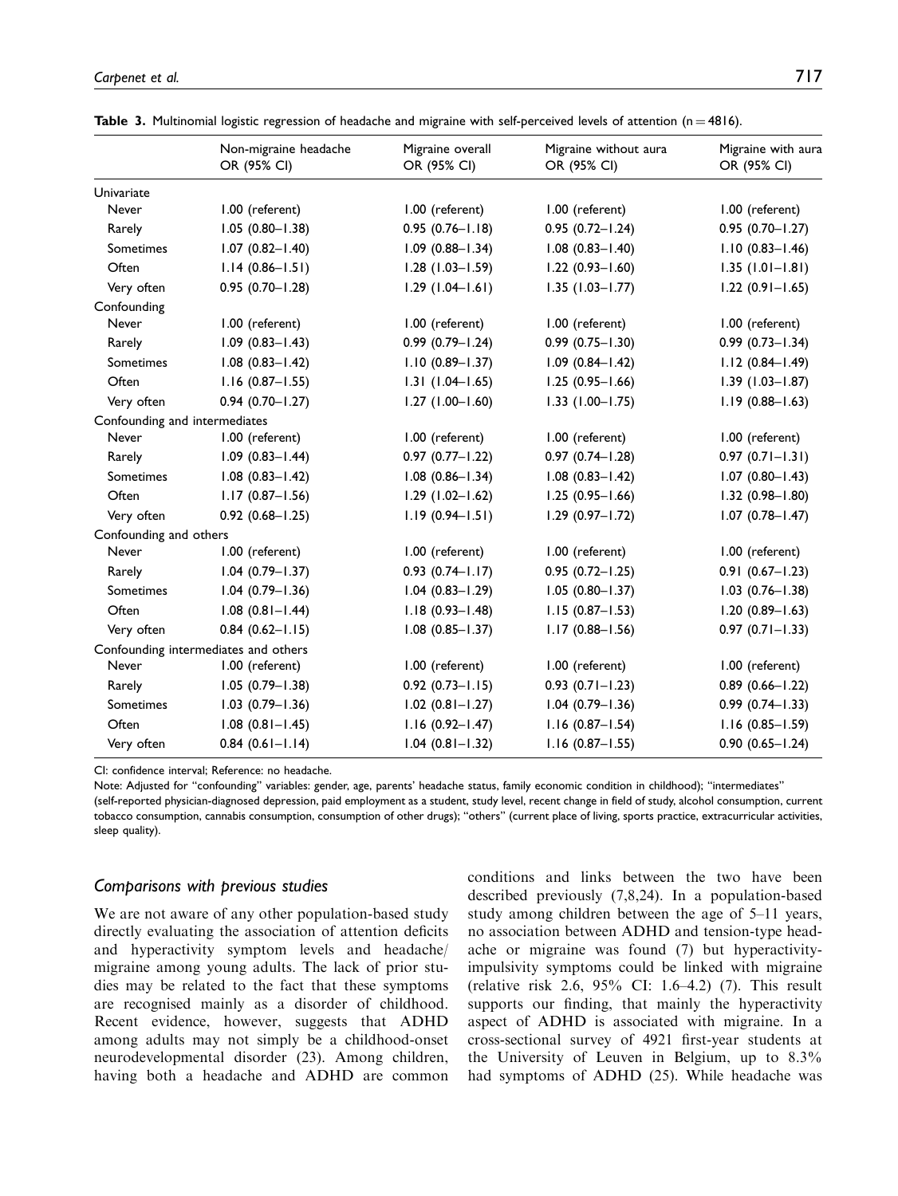**Table 3.** Multinomial logistic regression of headache and migraine with self-perceived levels of attention ($n = 4816$).

| | Non-migraine headache OR (95% CI) | Migraine overall OR (95% CI) | Migraine without aura OR (95% CI) | Migraine with aura OR (95% CI) |
|---|---|---|---|---|
| Univariate | | | | |
| Never | 1.00 (referent) | 1.00 (referent) | 1.00 (referent) | 1.00 (referent) |
| Rarely | 1.05 (0.80–1.38) | 0.95 (0.76–1.18) | 0.95 (0.72–1.24) | 0.95 (0.70–1.27) |
| Sometimes | 1.07 (0.82–1.40) | 1.09 (0.88–1.34) | 1.08 (0.83–1.40) | 1.10 (0.83–1.46) |
| Often | 1.14 (0.86–1.51) | 1.28 (1.03–1.59) | 1.22 (0.93–1.60) | 1.35 (1.01–1.81) |
| Very often | 0.95 (0.70–1.28) | 1.29 (1.04–1.61) | 1.35 (1.03–1.77) | 1.22 (0.91–1.65) |
| Confounding | | | | |
| Never | 1.00 (referent) | 1.00 (referent) | 1.00 (referent) | 1.00 (referent) |
| Rarely | 1.09 (0.83–1.43) | 0.99 (0.79–1.24) | 0.99 (0.75–1.30) | 0.99 (0.73–1.34) |
| Sometimes | 1.08 (0.83–1.42) | 1.10 (0.89–1.37) | 1.09 (0.84–1.42) | 1.12 (0.84–1.49) |
| Often | 1.16 (0.87–1.55) | 1.31 (1.04–1.65) | 1.25 (0.95–1.66) | 1.39 (1.03–1.87) |
| Very often | 0.94 (0.70–1.27) | 1.27 (1.00–1.60) | 1.33 (1.00–1.75) | 1.19 (0.88–1.63) |
| Confounding and intermediates | | | | |
| Never | 1.00 (referent) | 1.00 (referent) | 1.00 (referent) | 1.00 (referent) |
| Rarely | 1.09 (0.83–1.44) | 0.97 (0.77–1.22) | 0.97 (0.74–1.28) | 0.97 (0.71–1.31) |
| Sometimes | 1.08 (0.83–1.42) | 1.08 (0.86–1.34) | 1.08 (0.83–1.42) | 1.07 (0.80–1.43) |
| Often | 1.17 (0.87–1.56) | 1.29 (1.02–1.62) | 1.25 (0.95–1.66) | 1.32 (0.98–1.80) |
| Very often | 0.92 (0.68–1.25) | 1.19 (0.94–1.51) | 1.29 (0.97–1.72) | 1.07 (0.78–1.47) |
| Confounding and others | | | | |
| Never | 1.00 (referent) | 1.00 (referent) | 1.00 (referent) | 1.00 (referent) |
| Rarely | 1.04 (0.79–1.37) | 0.93 (0.74–1.17) | 0.95 (0.72–1.25) | 0.91 (0.67–1.23) |
| Sometimes | 1.04 (0.79–1.36) | 1.04 (0.83–1.29) | 1.05 (0.80–1.37) | 1.03 (0.76–1.38) |
| Often | 1.08 (0.81–1.44) | 1.18 (0.93–1.48) | 1.15 (0.87–1.53) | 1.20 (0.89–1.63) |
| Very often | 0.84 (0.62–1.15) | 1.08 (0.85–1.37) | 1.17 (0.88–1.56) | 0.97 (0.71–1.33) |
| Confounding intermediates and others | | | | |
| Never | 1.00 (referent) | 1.00 (referent) | 1.00 (referent) | 1.00 (referent) |
| Rarely | 1.05 (0.79–1.38) | 0.92 (0.73–1.15) | 0.93 (0.71–1.23) | 0.89 (0.66–1.22) |
| Sometimes | 1.03 (0.79–1.36) | 1.02 (0.81–1.27) | 1.04 (0.79–1.36) | 0.99 (0.74–1.33) |
| Often | 1.08 (0.81–1.45) | 1.16 (0.92–1.47) | 1.16 (0.87–1.54) | 1.16 (0.85–1.59) |
| Very often | 0.84 (0.61–1.14) | 1.04 (0.81–1.32) | 1.16 (0.87–1.55) | 0.90 (0.65–1.24) |

CI: confidence interval; Reference: no headache.

Note: Adjusted for "confounding" variables: gender, age, parents' headache status, family economic condition in childhood); "intermediates" (self-reported physician-diagnosed depression, paid employment as a student, study level, recent change in field of study, alcohol consumption, current tobacco consumption, cannabis consumption, consumption of other drugs); "others" (current place of living, sports practice, extracurricular activities, sleep quality).

### *Comparisons with previous studies*

We are not aware of any other population-based study directly evaluating the association of attention deficits and hyperactivity symptom levels and headache/migraine among young adults. The lack of prior studies may be related to the fact that these symptoms are recognised mainly as a disorder of childhood. Recent evidence, however, suggests that ADHD among adults may not simply be a childhood-onset neurodevelopmental disorder (23). Among children, having both a headache and ADHD are common conditions and links between the two have been described previously (7,8,24). In a population-based study among children between the age of 5–11 years, no association between ADHD and tension-type headache or migraine was found (7) but hyperactivity-impulsivity symptoms could be linked with migraine (relative risk 2.6, 95% CI: 1.6–4.2) (7). This result supports our finding, that mainly the hyperactivity aspect of ADHD is associated with migraine. In a cross-sectional survey of 4921 first-year students at the University of Leuven in Belgium, up to 8.3% had symptoms of ADHD (25). While headache was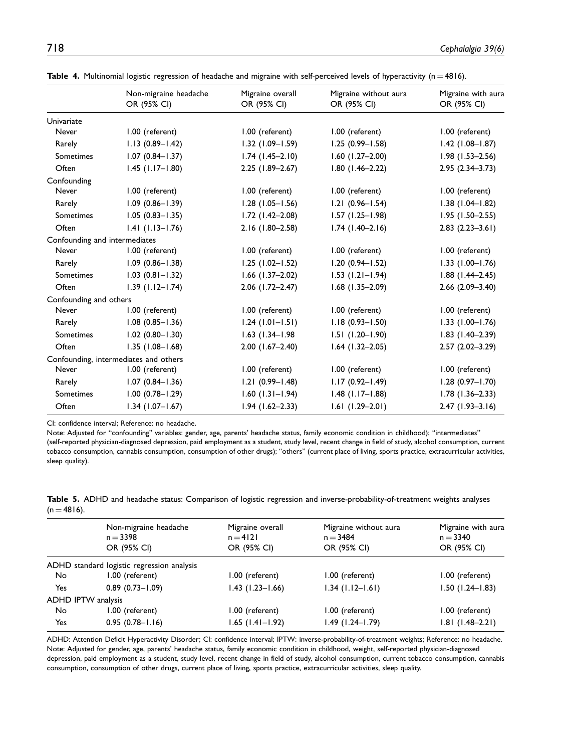**Table 4.** Multinomial logistic regression of headache and migraine with self-perceived levels of hyperactivity (n = 4816).

| | Non-migraine headache OR (95% CI) | Migraine overall OR (95% CI) | Migraine without aura OR (95% CI) | Migraine with aura OR (95% CI) |
|---|---|---|---|---|
| Univariate | | | | |
| Never | 1.00 (referent) | 1.00 (referent) | 1.00 (referent) | 1.00 (referent) |
| Rarely | 1.13 (0.89–1.42) | 1.32 (1.09–1.59) | 1.25 (0.99–1.58) | 1.42 (1.08–1.87) |
| Sometimes | 1.07 (0.84–1.37) | 1.74 (1.45–2.10) | 1.60 (1.27–2.00) | 1.98 (1.53–2.56) |
| Often | 1.45 (1.17–1.80) | 2.25 (1.89–2.67) | 1.80 (1.46–2.22) | 2.95 (2.34–3.73) |
| Confounding | | | | |
| Never | 1.00 (referent) | 1.00 (referent) | 1.00 (referent) | 1.00 (referent) |
| Rarely | 1.09 (0.86–1.39) | 1.28 (1.05–1.56) | 1.21 (0.96–1.54) | 1.38 (1.04–1.82) |
| Sometimes | 1.05 (0.83–1.35) | 1.72 (1.42–2.08) | 1.57 (1.25–1.98) | 1.95 (1.50–2.55) |
| Often | 1.41 (1.13–1.76) | 2.16 (1.80–2.58) | 1.74 (1.40–2.16) | 2.83 (2.23–3.61) |
| Confounding and intermediates | | | | |
| Never | 1.00 (referent) | 1.00 (referent) | 1.00 (referent) | 1.00 (referent) |
| Rarely | 1.09 (0.86–1.38) | 1.25 (1.02–1.52) | 1.20 (0.94–1.52) | 1.33 (1.00–1.76) |
| Sometimes | 1.03 (0.81–1.32) | 1.66 (1.37–2.02) | 1.53 (1.21–1.94) | 1.88 (1.44–2.45) |
| Often | 1.39 (1.12–1.74) | 2.06 (1.72–2.47) | 1.68 (1.35–2.09) | 2.66 (2.09–3.40) |
| Confounding and others | | | | |
| Never | 1.00 (referent) | 1.00 (referent) | 1.00 (referent) | 1.00 (referent) |
| Rarely | 1.08 (0.85–1.36) | 1.24 (1.01–1.51) | 1.18 (0.93–1.50) | 1.33 (1.00–1.76) |
| Sometimes | 1.02 (0.80–1.30) | 1.63 (1.34–1.98 | 1.51 (1.20–1.90) | 1.83 (1.40–2.39) |
| Often | 1.35 (1.08–1.68) | 2.00 (1.67–2.40) | 1.64 (1.32–2.05) | 2.57 (2.02–3.29) |
| Confounding, intermediates and others | | | | |
| Never | 1.00 (referent) | 1.00 (referent) | 1.00 (referent) | 1.00 (referent) |
| Rarely | 1.07 (0.84–1.36) | 1.21 (0.99–1.48) | 1.17 (0.92–1.49) | 1.28 (0.97–1.70) |
| Sometimes | 1.00 (0.78–1.29) | 1.60 (1.31–1.94) | 1.48 (1.17–1.88) | 1.78 (1.36–2.33) |
| Often | 1.34 (1.07–1.67) | 1.94 (1.62–2.33) | 1.61 (1.29–2.01) | 2.47 (1.93–3.16) |

CI: confidence interval; Reference: no headache.
Note: Adjusted for "confounding" variables: gender, age, parents' headache status, family economic condition in childhood); "intermediates" (self-reported physician-diagnosed depression, paid employment as a student, study level, recent change in field of study, alcohol consumption, current tobacco consumption, cannabis consumption, consumption of other drugs); "others" (current place of living, sports practice, extracurricular activities, sleep quality).

**Table 5.** ADHD and headache status: Comparison of logistic regression and inverse-probability-of-treatment weights analyses (n = 4816).

| | Non-migraine headache n = 3398 OR (95% CI) | Migraine overall n = 4121 OR (95% CI) | Migraine without aura n = 3484 OR (95% CI) | Migraine with aura n = 3340 OR (95% CI) |
|---|---|---|---|---|
| ADHD standard logistic regression analysis | | | | |
| No | 1.00 (referent) | 1.00 (referent) | 1.00 (referent) | 1.00 (referent) |
| Yes | 0.89 (0.73–1.09) | 1.43 (1.23–1.66) | 1.34 (1.12–1.61) | 1.50 (1.24–1.83) |
| ADHD IPTW analysis | | | | |
| No | 1.00 (referent) | 1.00 (referent) | 1.00 (referent) | 1.00 (referent) |
| Yes | 0.95 (0.78–1.16) | 1.65 (1.41–1.92) | 1.49 (1.24–1.79) | 1.81 (1.48–2.21) |

ADHD: Attention Deficit Hyperactivity Disorder; CI: confidence interval; IPTW: inverse-probability-of-treatment weights; Reference: no headache.
Note: Adjusted for gender, age, parents' headache status, family economic condition in childhood, weight, self-reported physician-diagnosed depression, paid employment as a student, study level, recent change in field of study, alcohol consumption, current tobacco consumption, cannabis consumption, consumption of other drugs, current place of living, sports practice, extracurricular activities, sleep quality.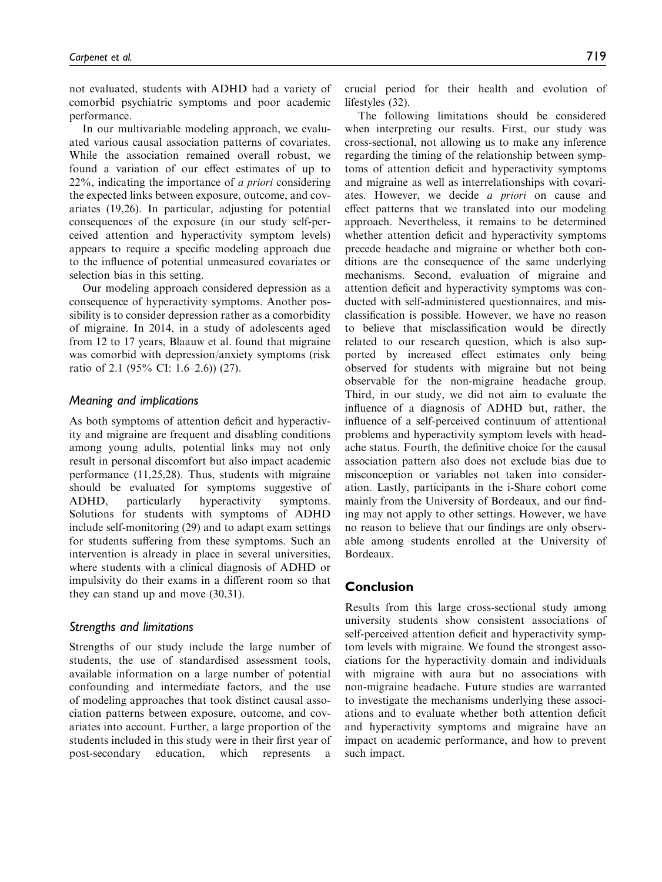not evaluated, students with ADHD had a variety of comorbid psychiatric symptoms and poor academic performance.

In our multivariable modeling approach, we evaluated various causal association patterns of covariates. While the association remained overall robust, we found a variation of our effect estimates of up to 22%, indicating the importance of *a priori* considering the expected links between exposure, outcome, and covariates (19,26). In particular, adjusting for potential consequences of the exposure (in our study self-perceived attention and hyperactivity symptom levels) appears to require a specific modeling approach due to the influence of potential unmeasured covariates or selection bias in this setting.

Our modeling approach considered depression as a consequence of hyperactivity symptoms. Another possibility is to consider depression rather as a comorbidity of migraine. In 2014, in a study of adolescents aged from 12 to 17 years, Blaauw et al. found that migraine was comorbid with depression/anxiety symptoms (risk ratio of 2.1 (95% CI: 1.6–2.6)) (27).

### *Meaning and implications*

As both symptoms of attention deficit and hyperactivity and migraine are frequent and disabling conditions among young adults, potential links may not only result in personal discomfort but also impact academic performance (11,25,28). Thus, students with migraine should be evaluated for symptoms suggestive of ADHD, particularly hyperactivity symptoms. Solutions for students with symptoms of ADHD include self-monitoring (29) and to adapt exam settings for students suffering from these symptoms. Such an intervention is already in place in several universities, where students with a clinical diagnosis of ADHD or impulsivity do their exams in a different room so that they can stand up and move (30,31).

### *Strengths and limitations*

Strengths of our study include the large number of students, the use of standardised assessment tools, available information on a large number of potential confounding and intermediate factors, and the use of modeling approaches that took distinct causal association patterns between exposure, outcome, and covariates into account. Further, a large proportion of the students included in this study were in their first year of post-secondary education, which represents a crucial period for their health and evolution of lifestyles (32).

The following limitations should be considered when interpreting our results. First, our study was cross-sectional, not allowing us to make any inference regarding the timing of the relationship between symptoms of attention deficit and hyperactivity symptoms and migraine as well as interrelationships with covariates. However, we decide *a priori* on cause and effect patterns that we translated into our modeling approach. Nevertheless, it remains to be determined whether attention deficit and hyperactivity symptoms precede headache and migraine or whether both conditions are the consequence of the same underlying mechanisms. Second, evaluation of migraine and attention deficit and hyperactivity symptoms was conducted with self-administered questionnaires, and misclassification is possible. However, we have no reason to believe that misclassification would be directly related to our research question, which is also supported by increased effect estimates only being observed for students with migraine but not being observable for the non-migraine headache group. Third, in our study, we did not aim to evaluate the influence of a diagnosis of ADHD but, rather, the influence of a self-perceived continuum of attentional problems and hyperactivity symptom levels with headache status. Fourth, the definitive choice for the causal association pattern also does not exclude bias due to misconception or variables not taken into consideration. Lastly, participants in the i-Share cohort come mainly from the University of Bordeaux, and our finding may not apply to other settings. However, we have no reason to believe that our findings are only observable among students enrolled at the University of Bordeaux.

## Conclusion

Results from this large cross-sectional study among university students show consistent associations of self-perceived attention deficit and hyperactivity symptom levels with migraine. We found the strongest associations for the hyperactivity domain and individuals with migraine with aura but no associations with non-migraine headache. Future studies are warranted to investigate the mechanisms underlying these associations and to evaluate whether both attention deficit and hyperactivity symptoms and migraine have an impact on academic performance, and how to prevent such impact.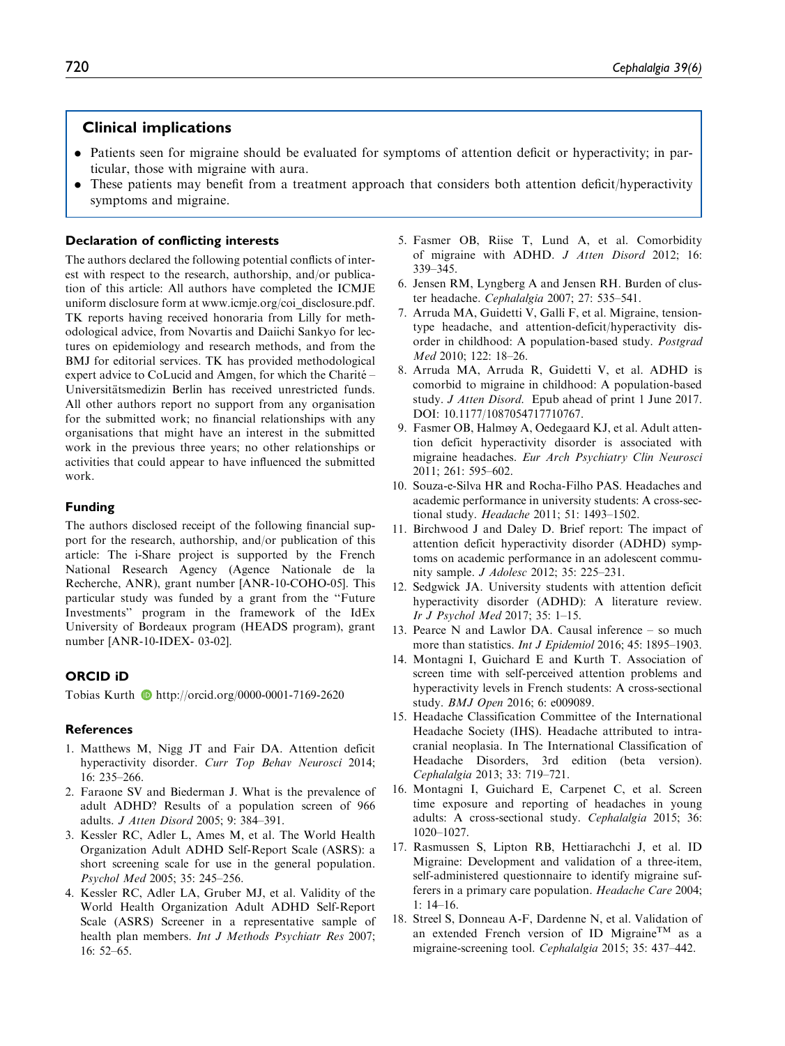## Clinical implications

- Patients seen for migraine should be evaluated for symptoms of attention deficit or hyperactivity; in particular, those with migraine with aura.
- These patients may benefit from a treatment approach that considers both attention deficit/hyperactivity symptoms and migraine.

### Declaration of conflicting interests

The authors declared the following potential conflicts of interest with respect to the research, authorship, and/or publication of this article: All authors have completed the ICMJE uniform disclosure form at www.icmje.org/coi_disclosure.pdf. TK reports having received honoraria from Lilly for methodological advice, from Novartis and Daiichi Sankyo for lectures on epidemiology and research methods, and from the BMJ for editorial services. TK has provided methodological expert advice to CoLucid and Amgen, for which the Charité – Universitätsmedizin Berlin has received unrestricted funds. All other authors report no support from any organisation for the submitted work; no financial relationships with any organisations that might have an interest in the submitted work in the previous three years; no other relationships or activities that could appear to have influenced the submitted work.

### Funding

The authors disclosed receipt of the following financial support for the research, authorship, and/or publication of this article: The i-Share project is supported by the French National Research Agency (Agence Nationale de la Recherche, ANR), grant number [ANR-10-COHO-05]. This particular study was funded by a grant from the "Future Investments" program in the framework of the IdEx University of Bordeaux program (HEADS program), grant number [ANR-10-IDEX- 03-02].

### ORCID iD

Tobias Kurth http://orcid.org/0000-0001-7169-2620

### References

1. Matthews M, Nigg JT and Fair DA. Attention deficit hyperactivity disorder. *Curr Top Behav Neurosci* 2014; 16: 235–266.
2. Faraone SV and Biederman J. What is the prevalence of adult ADHD? Results of a population screen of 966 adults. *J Atten Disord* 2005; 9: 384–391.
3. Kessler RC, Adler L, Ames M, et al. The World Health Organization Adult ADHD Self-Report Scale (ASRS): a short screening scale for use in the general population. *Psychol Med* 2005; 35: 245–256.
4. Kessler RC, Adler LA, Gruber MJ, et al. Validity of the World Health Organization Adult ADHD Self-Report Scale (ASRS) Screener in a representative sample of health plan members. *Int J Methods Psychiatr Res* 2007; 16: 52–65.
5. Fasmer OB, Riise T, Lund A, et al. Comorbidity of migraine with ADHD. *J Atten Disord* 2012; 16: 339–345.
6. Jensen RM, Lyngberg A and Jensen RH. Burden of cluster headache. *Cephalalgia* 2007; 27: 535–541.
7. Arruda MA, Guidetti V, Galli F, et al. Migraine, tension-type headache, and attention-deficit/hyperactivity disorder in childhood: A population-based study. *Postgrad Med* 2010; 122: 18–26.
8. Arruda MA, Arruda R, Guidetti V, et al. ADHD is comorbid to migraine in childhood: A population-based study. *J Atten Disord*. Epub ahead of print 1 June 2017. DOI: 10.1177/1087054717710767.
9. Fasmer OB, Halmøy A, Oedegaard KJ, et al. Adult attention deficit hyperactivity disorder is associated with migraine headaches. *Eur Arch Psychiatry Clin Neurosci* 2011; 261: 595–602.
10. Souza-e-Silva HR and Rocha-Filho PAS. Headaches and academic performance in university students: A cross-sectional study. *Headache* 2011; 51: 1493–1502.
11. Birchwood J and Daley D. Brief report: The impact of attention deficit hyperactivity disorder (ADHD) symptoms on academic performance in an adolescent community sample. *J Adolesc* 2012; 35: 225–231.
12. Sedgwick JA. University students with attention deficit hyperactivity disorder (ADHD): A literature review. *Ir J Psychol Med* 2017; 35: 1–15.
13. Pearce N and Lawlor DA. Causal inference – so much more than statistics. *Int J Epidemiol* 2016; 45: 1895–1903.
14. Montagni I, Guichard E and Kurth T. Association of screen time with self-perceived attention problems and hyperactivity levels in French students: A cross-sectional study. *BMJ Open* 2016; 6: e009089.
15. Headache Classification Committee of the International Headache Society (IHS). Headache attributed to intracranial neoplasia. In The International Classification of Headache Disorders, 3rd edition (beta version). *Cephalalgia* 2013; 33: 719–721.
16. Montagni I, Guichard E, Carpenet C, et al. Screen time exposure and reporting of headaches in young adults: A cross-sectional study. *Cephalalgia* 2015; 36: 1020–1027.
17. Rasmussen S, Lipton RB, Hettiarachchi J, et al. ID Migraine: Development and validation of a three-item, self-administered questionnaire to identify migraine sufferers in a primary care population. *Headache Care* 2004; 1: 14–16.
18. Streel S, Donneau A-F, Dardenne N, et al. Validation of an extended French version of ID Migraine™ as a migraine-screening tool. *Cephalalgia* 2015; 35: 437–442.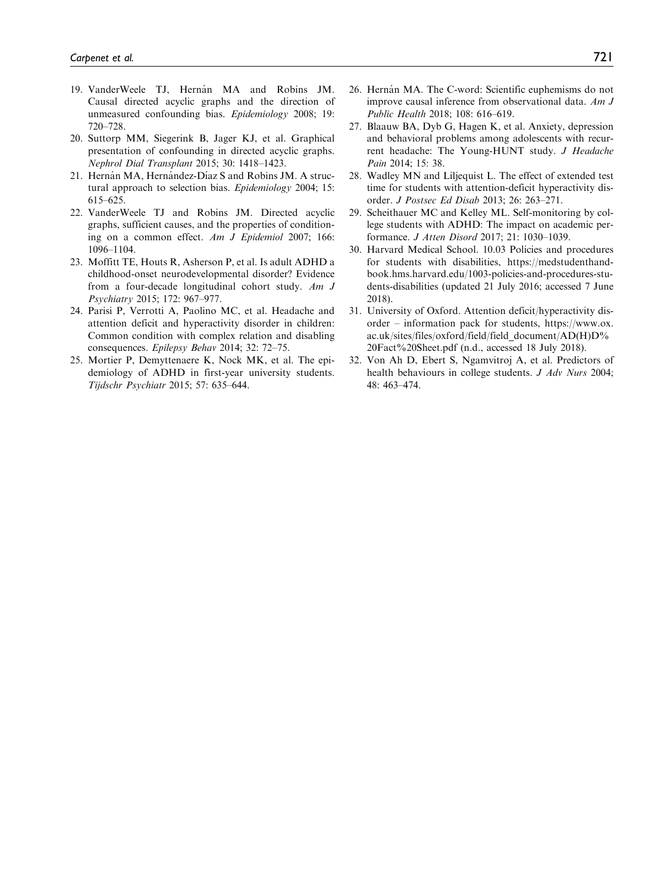19. VanderWeele TJ, Hernán MA and Robins JM. Causal directed acyclic graphs and the direction of unmeasured confounding bias. *Epidemiology* 2008; 19: 720–728.
20. Suttorp MM, Siegerink B, Jager KJ, et al. Graphical presentation of confounding in directed acyclic graphs. *Nephrol Dial Transplant* 2015; 30: 1418–1423.
21. Hernán MA, Hernández-Díaz S and Robins JM. A structural approach to selection bias. *Epidemiology* 2004; 15: 615–625.
22. VanderWeele TJ and Robins JM. Directed acyclic graphs, sufficient causes, and the properties of conditioning on a common effect. *Am J Epidemiol* 2007; 166: 1096–1104.
23. Moffitt TE, Houts R, Asherson P, et al. Is adult ADHD a childhood-onset neurodevelopmental disorder? Evidence from a four-decade longitudinal cohort study. *Am J Psychiatry* 2015; 172: 967–977.
24. Parisi P, Verrotti A, Paolino MC, et al. Headache and attention deficit and hyperactivity disorder in children: Common condition with complex relation and disabling consequences. *Epilepsy Behav* 2014; 32: 72–75.
25. Mortier P, Demyttenaere K, Nock MK, et al. The epidemiology of ADHD in first-year university students. *Tijdschr Psychiatr* 2015; 57: 635–644.
26. Hernán MA. The C-word: Scientific euphemisms do not improve causal inference from observational data. *Am J Public Health* 2018; 108: 616–619.
27. Blaauw BA, Dyb G, Hagen K, et al. Anxiety, depression and behavioral problems among adolescents with recurrent headache: The Young-HUNT study. *J Headache Pain* 2014; 15: 38.
28. Wadley MN and Liljequist L. The effect of extended test time for students with attention-deficit hyperactivity disorder. *J Postsec Ed Disab* 2013; 26: 263–271.
29. Scheithauer MC and Kelley ML. Self-monitoring by college students with ADHD: The impact on academic performance. *J Atten Disord* 2017; 21: 1030–1039.
30. Harvard Medical School. 10.03 Policies and procedures for students with disabilities, https://medstudenthandbook.hms.harvard.edu/1003-policies-and-procedures-students-disabilities (updated 21 July 2016; accessed 7 June 2018).
31. University of Oxford. Attention deficit/hyperactivity disorder – information pack for students, https://www.ox.ac.uk/sites/files/oxford/field/field_document/AD(H)D%20Fact%20Sheet.pdf (n.d., accessed 18 July 2018).
32. Von Ah D, Ebert S, Ngamvitroj A, et al. Predictors of health behaviours in college students. *J Adv Nurs* 2004; 48: 463–474.